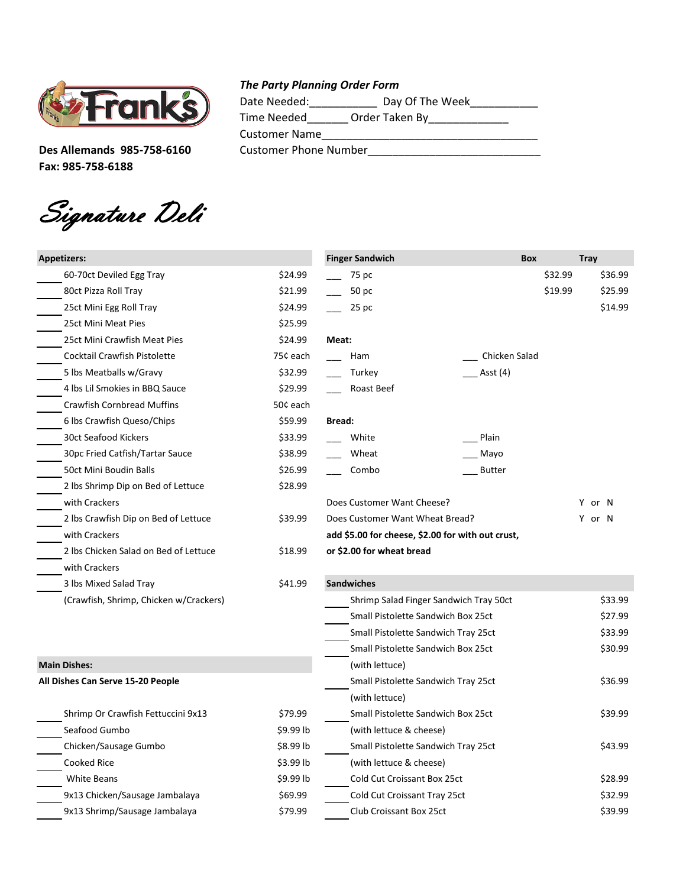## The Party Planning Order Form

Date Needed:__________ Day Of The Week__________

Time Needed______ Order Taken By____________

Customer Name__________________________________

Customer Phone Number__________________________

**Des Allemands 985-758-6160**
**Fax: 985-758-6188**

# Signature Deli

| | Appetizers: | |
|---|---|---|
| ____ | 60-70ct Deviled Egg Tray | $24.99 |
| ____ | 80ct Pizza Roll Tray | $21.99 |
| ____ | 25ct Mini Egg Roll Tray | $24.99 |
| ____ | 25ct Mini Meat Pies | $25.99 |
| ____ | 25ct Mini Crawfish Meat Pies | $24.99 |
| ____ | Cocktail Crawfish Pistolette | 75¢ each |
| ____ | 5 lbs Meatballs w/Gravy | $32.99 |
| ____ | 4 lbs Lil Smokies in BBQ Sauce | $29.99 |
| ____ | Crawfish Cornbread Muffins | 50¢ each |
| ____ | 6 lbs Crawfish Queso/Chips | $59.99 |
| ____ | 30ct Seafood Kickers | $33.99 |
| ____ | 30pc Fried Catfish/Tartar Sauce | $38.99 |
| ____ | 50ct Mini Boudin Balls | $26.99 |
| ____ | 2 lbs Shrimp Dip on Bed of Lettuce with Crackers | $28.99 |
| ____ | 2 lbs Crawfish Dip on Bed of Lettuce with Crackers | $39.99 |
| ____ | 2 lbs Chicken Salad on Bed of Lettuce with Crackers | $18.99 |
| ____ | 3 lbs Mixed Salad Tray (Crawfish, Shrimp, Chicken w/Crackers) | $41.99 |

**Main Dishes:**

**All Dishes Can Serve 15-20 People**

| | Item | Price |
|---|---|---|
| ____ | Shrimp Or Crawfish Fettuccini 9x13 | $79.99 |
| ____ | Seafood Gumbo | $9.99 lb |
| ____ | Chicken/Sausage Gumbo | $8.99 lb |
| ____ | Cooked Rice | $3.99 lb |
| ____ | White Beans | $9.99 lb |
| ____ | 9x13 Chicken/Sausage Jambalaya | $69.99 |
| ____ | 9x13 Shrimp/Sausage Jambalaya | $79.99 |

| | Finger Sandwich | Box | Tray |
|---|---|---|---|
| ___ | 75 pc | $32.99 | $36.99 |
| ___ | 50 pc | $19.99 | $25.99 |
| ___ | 25 pc | | $14.99 |

**Meat:**

___ Ham ___ Chicken Salad
___ Turkey ___ Asst (4)
___ Roast Beef

**Bread:**

___ White ___ Plain
___ Wheat ___ Mayo
___ Combo ___ Butter

Does Customer Want Cheese? Y or N

Does Customer Want Wheat Bread? Y or N

**add $5.00 for cheese, $2.00 for with out crust, or $2.00 for wheat bread**

| | Sandwiches | |
|---|---|---|
| ____ | Shrimp Salad Finger Sandwich Tray 50ct | $33.99 |
| ____ | Small Pistolette Sandwich Box 25ct | $27.99 |
| ____ | Small Pistolette Sandwich Tray 25ct | $33.99 |
| ____ | Small Pistolette Sandwich Box 25ct (with lettuce) | $30.99 |
| ____ | Small Pistolette Sandwich Tray 25ct (with lettuce) | $36.99 |
| ____ | Small Pistolette Sandwich Box 25ct (with lettuce & cheese) | $39.99 |
| ____ | Small Pistolette Sandwich Tray 25ct (with lettuce & cheese) | $43.99 |
| ____ | Cold Cut Croissant Box 25ct | $28.99 |
| ____ | Cold Cut Croissant Tray 25ct | $32.99 |
| ____ | Club Croissant Box 25ct | $39.99 |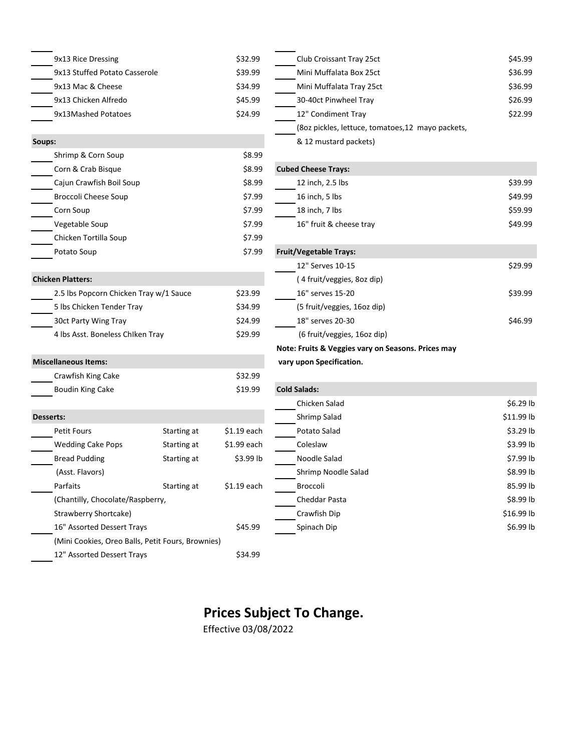| | |
|---|---|
| 9x13 Rice Dressing | $32.99 |
| 9x13 Stuffed Potato Casserole | $39.99 |
| 9x13 Mac & Cheese | $34.99 |
| 9x13 Chicken Alfredo | $45.99 |
| 9x13Mashed Potatoes | $24.99 |

**Soups:**

| | |
|---|---|
| Shrimp & Corn Soup | $8.99 |
| Corn & Crab Bisque | $8.99 |
| Cajun Crawfish Boil Soup | $8.99 |
| Broccoli Cheese Soup | $7.99 |
| Corn Soup | $7.99 |
| Vegetable Soup | $7.99 |
| Chicken Tortilla Soup | $7.99 |
| Potato Soup | $7.99 |

**Chicken Platters:**

| | |
|---|---|
| 2.5 lbs Popcorn Chicken Tray w/1 Sauce | $23.99 |
| 5 lbs Chicken Tender Tray | $34.99 |
| 30ct Party Wing Tray | $24.99 |
| 4 lbs Asst. Boneless ChIken Tray | $29.99 |

**Miscellaneous Items:**

| | |
|---|---|
| Crawfish King Cake | $32.99 |
| Boudin King Cake | $19.99 |

**Desserts:**

| | | |
|---|---|---|
| Petit Fours | Starting at | $1.19 each |
| Wedding Cake Pops | Starting at | $1.99 each |
| Bread Pudding (Asst. Flavors) | Starting at | $3.99 lb |
| Parfaits (Chantilly, Chocolate/Raspberry, Strawberry Shortcake) | Starting at | $1.19 each |
| 16" Assorted Dessert Trays (Mini Cookies, Oreo Balls, Petit Fours, Brownies) | | $45.99 |
| 12" Assorted Dessert Trays | | $34.99 |

| | |
|---|---|
| Club Croissant Tray 25ct | $45.99 |
| Mini Muffalata Box 25ct | $36.99 |
| Mini Muffalata Tray 25ct | $36.99 |
| 30-40ct Pinwheel Tray | $26.99 |
| 12" Condiment Tray (8oz pickles, lettuce, tomatoes,12 mayo packets, & 12 mustard packets) | $22.99 |

**Cubed Cheese Trays:**

| | |
|---|---|
| 12 inch, 2.5 lbs | $39.99 |
| 16 inch, 5 lbs | $49.99 |
| 18 inch, 7 lbs | $59.99 |
| 16" fruit & cheese tray | $49.99 |

**Fruit/Vegetable Trays:**

| | |
|---|---|
| 12" Serves 10-15 ( 4 fruit/veggies, 8oz dip) | $29.99 |
| 16" serves 15-20 (5 fruit/veggies, 16oz dip) | $39.99 |
| 18" serves 20-30 (6 fruit/veggies, 16oz dip) | $46.99 |

**Note: Fruits & Veggies vary on Seasons. Prices may vary upon Specification.**

**Cold Salads:**

| | |
|---|---|
| Chicken Salad | $6.29 lb |
| Shrimp Salad | $11.99 lb |
| Potato Salad | $3.29 lb |
| Coleslaw | $3.99 lb |
| Noodle Salad | $7.99 lb |
| Shrimp Noodle Salad | $8.99 lb |
| Broccoli | 85.99 lb |
| Cheddar Pasta | $8.99 lb |
| Crawfish Dip | $16.99 lb |
| Spinach Dip | $6.99 lb |

## Prices Subject To Change.

Effective 03/08/2022